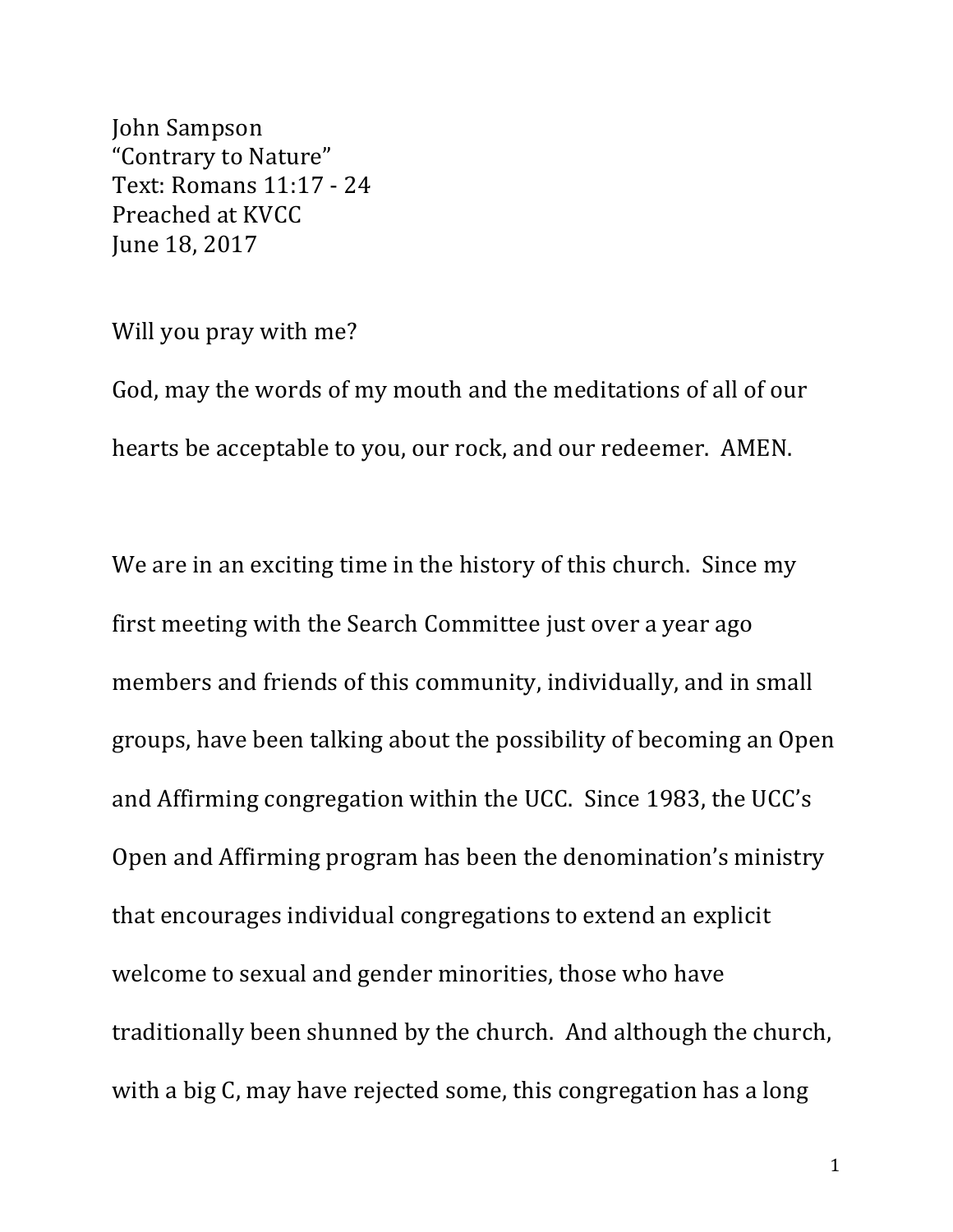John Sampson
"Contrary to Nature"
Text: Romans 11:17 - 24
Preached at KVCC
June 18, 2017

Will you pray with me?

God, may the words of my mouth and the meditations of all of our hearts be acceptable to you, our rock, and our redeemer. AMEN.

We are in an exciting time in the history of this church. Since my first meeting with the Search Committee just over a year ago members and friends of this community, individually, and in small groups, have been talking about the possibility of becoming an Open and Affirming congregation within the UCC. Since 1983, the UCC's Open and Affirming program has been the denomination's ministry that encourages individual congregations to extend an explicit welcome to sexual and gender minorities, those who have traditionally been shunned by the church. And although the church, with a big C, may have rejected some, this congregation has a long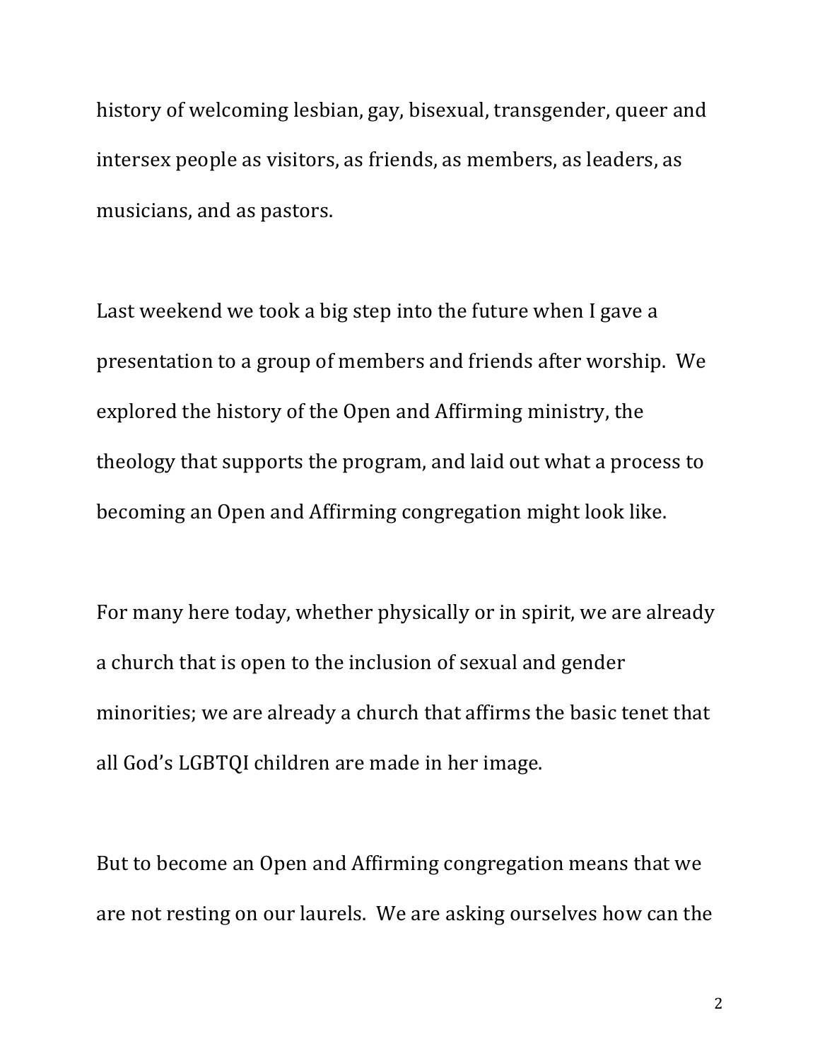history of welcoming lesbian, gay, bisexual, transgender, queer and intersex people as visitors, as friends, as members, as leaders, as musicians, and as pastors.

Last weekend we took a big step into the future when I gave a presentation to a group of members and friends after worship. We explored the history of the Open and Affirming ministry, the theology that supports the program, and laid out what a process to becoming an Open and Affirming congregation might look like.

For many here today, whether physically or in spirit, we are already a church that is open to the inclusion of sexual and gender minorities; we are already a church that affirms the basic tenet that all God's LGBTQI children are made in her image.

But to become an Open and Affirming congregation means that we are not resting on our laurels. We are asking ourselves how can the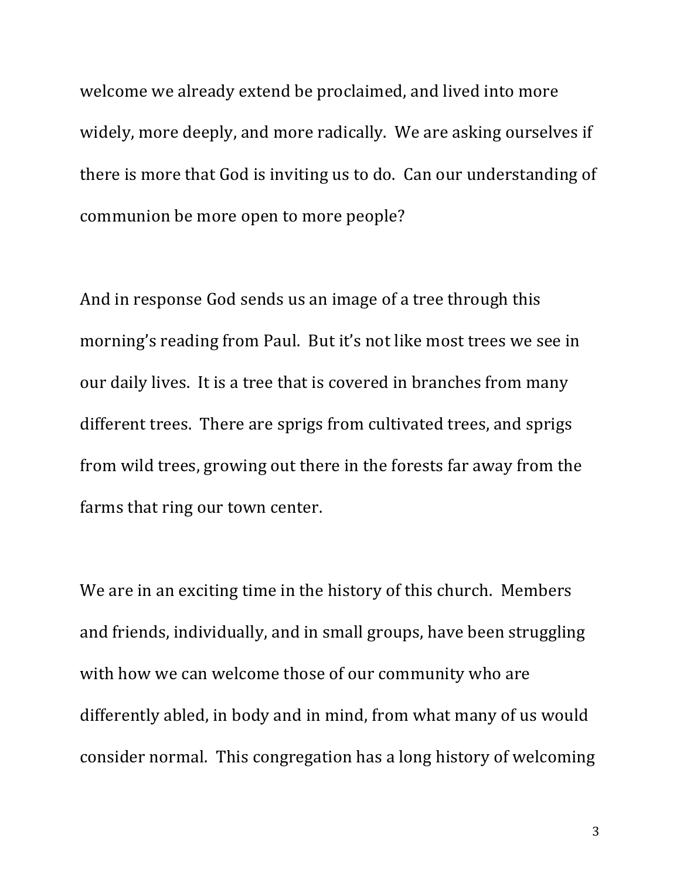welcome we already extend be proclaimed, and lived into more widely, more deeply, and more radically. We are asking ourselves if there is more that God is inviting us to do. Can our understanding of communion be more open to more people?

And in response God sends us an image of a tree through this morning's reading from Paul. But it's not like most trees we see in our daily lives. It is a tree that is covered in branches from many different trees. There are sprigs from cultivated trees, and sprigs from wild trees, growing out there in the forests far away from the farms that ring our town center.

We are in an exciting time in the history of this church. Members and friends, individually, and in small groups, have been struggling with how we can welcome those of our community who are differently abled, in body and in mind, from what many of us would consider normal. This congregation has a long history of welcoming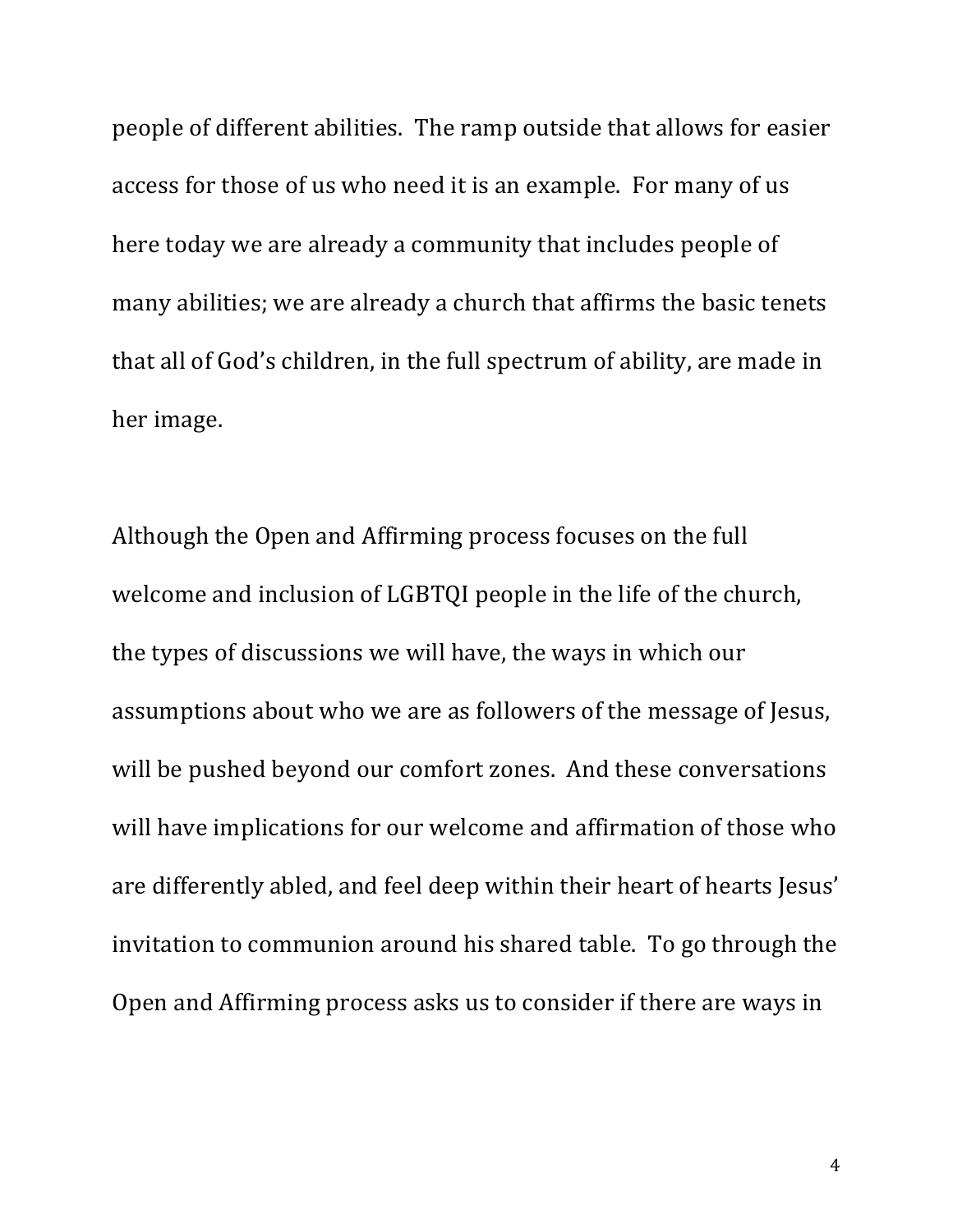people of different abilities. The ramp outside that allows for easier access for those of us who need it is an example. For many of us here today we are already a community that includes people of many abilities; we are already a church that affirms the basic tenets that all of God's children, in the full spectrum of ability, are made in her image.

Although the Open and Affirming process focuses on the full welcome and inclusion of LGBTQI people in the life of the church, the types of discussions we will have, the ways in which our assumptions about who we are as followers of the message of Jesus, will be pushed beyond our comfort zones. And these conversations will have implications for our welcome and affirmation of those who are differently abled, and feel deep within their heart of hearts Jesus' invitation to communion around his shared table. To go through the Open and Affirming process asks us to consider if there are ways in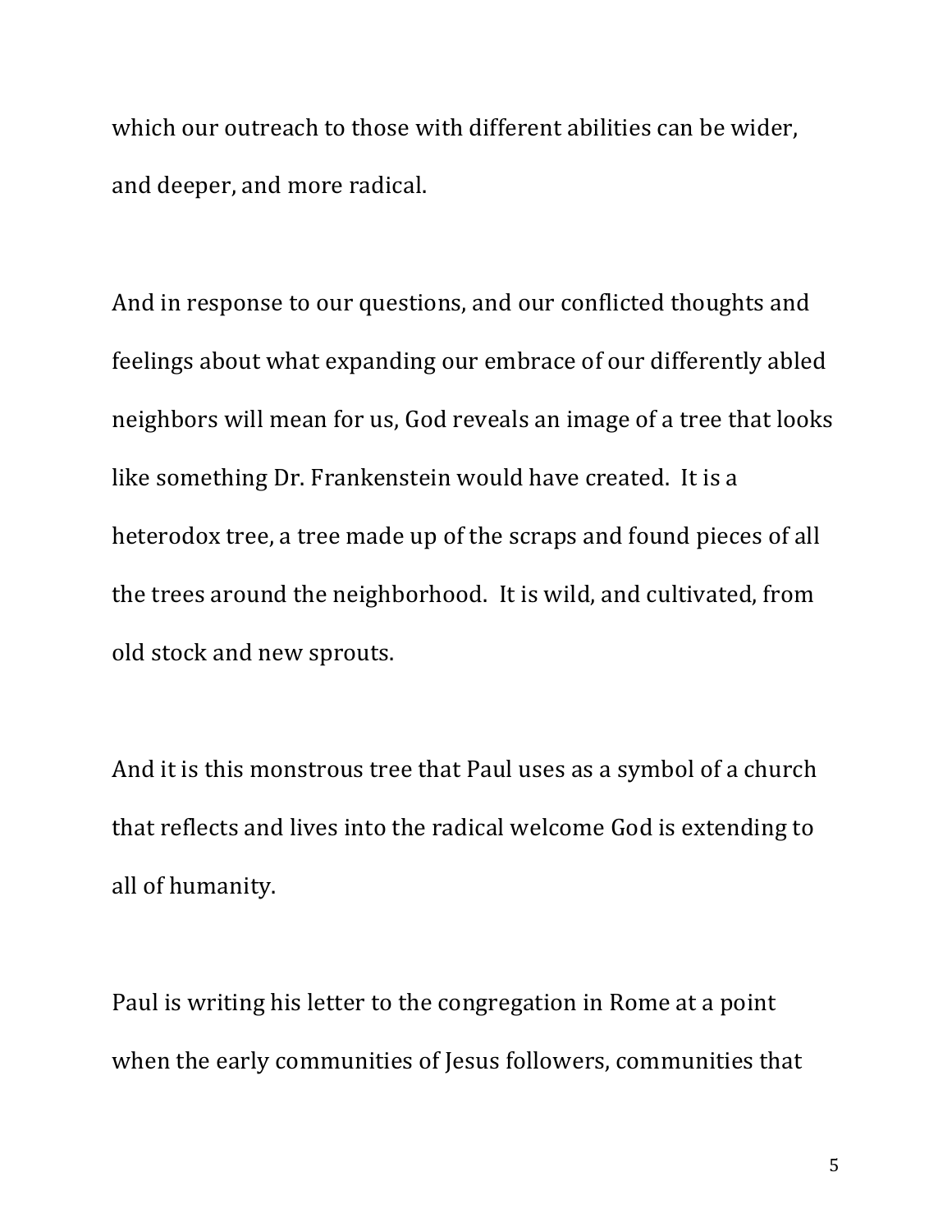which our outreach to those with different abilities can be wider, and deeper, and more radical.

And in response to our questions, and our conflicted thoughts and feelings about what expanding our embrace of our differently abled neighbors will mean for us, God reveals an image of a tree that looks like something Dr. Frankenstein would have created. It is a heterodox tree, a tree made up of the scraps and found pieces of all the trees around the neighborhood. It is wild, and cultivated, from old stock and new sprouts.

And it is this monstrous tree that Paul uses as a symbol of a church that reflects and lives into the radical welcome God is extending to all of humanity.

Paul is writing his letter to the congregation in Rome at a point when the early communities of Jesus followers, communities that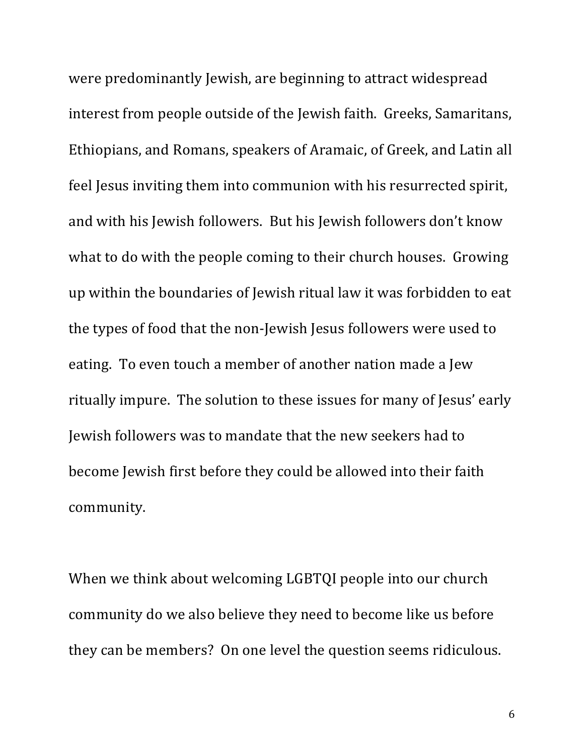were predominantly Jewish, are beginning to attract widespread interest from people outside of the Jewish faith. Greeks, Samaritans, Ethiopians, and Romans, speakers of Aramaic, of Greek, and Latin all feel Jesus inviting them into communion with his resurrected spirit, and with his Jewish followers. But his Jewish followers don't know what to do with the people coming to their church houses. Growing up within the boundaries of Jewish ritual law it was forbidden to eat the types of food that the non-Jewish Jesus followers were used to eating. To even touch a member of another nation made a Jew ritually impure. The solution to these issues for many of Jesus' early Jewish followers was to mandate that the new seekers had to become Jewish first before they could be allowed into their faith community.

When we think about welcoming LGBTQI people into our church community do we also believe they need to become like us before they can be members? On one level the question seems ridiculous.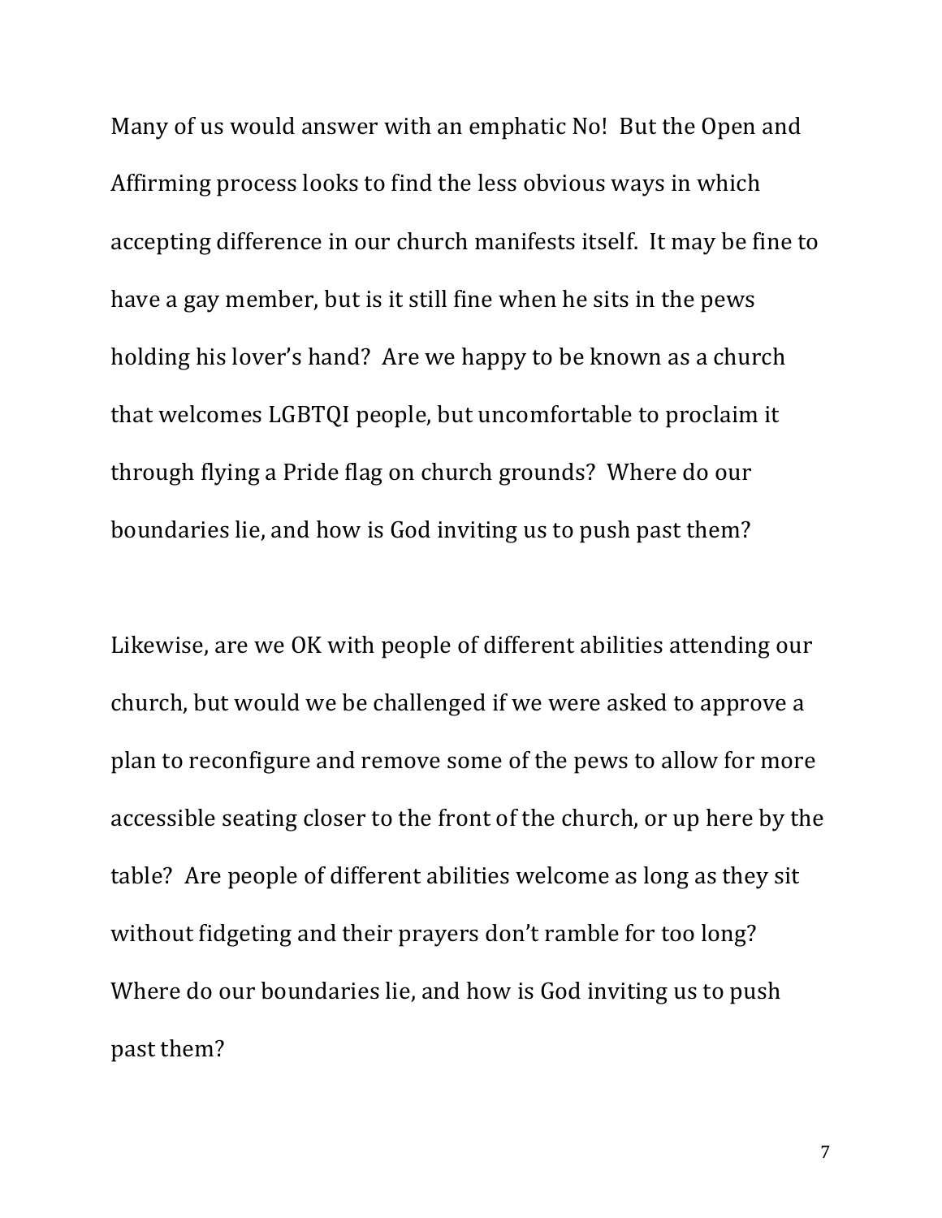Many of us would answer with an emphatic No! But the Open and Affirming process looks to find the less obvious ways in which accepting difference in our church manifests itself. It may be fine to have a gay member, but is it still fine when he sits in the pews holding his lover's hand? Are we happy to be known as a church that welcomes LGBTQI people, but uncomfortable to proclaim it through flying a Pride flag on church grounds? Where do our boundaries lie, and how is God inviting us to push past them?

Likewise, are we OK with people of different abilities attending our church, but would we be challenged if we were asked to approve a plan to reconfigure and remove some of the pews to allow for more accessible seating closer to the front of the church, or up here by the table? Are people of different abilities welcome as long as they sit without fidgeting and their prayers don't ramble for too long? Where do our boundaries lie, and how is God inviting us to push past them?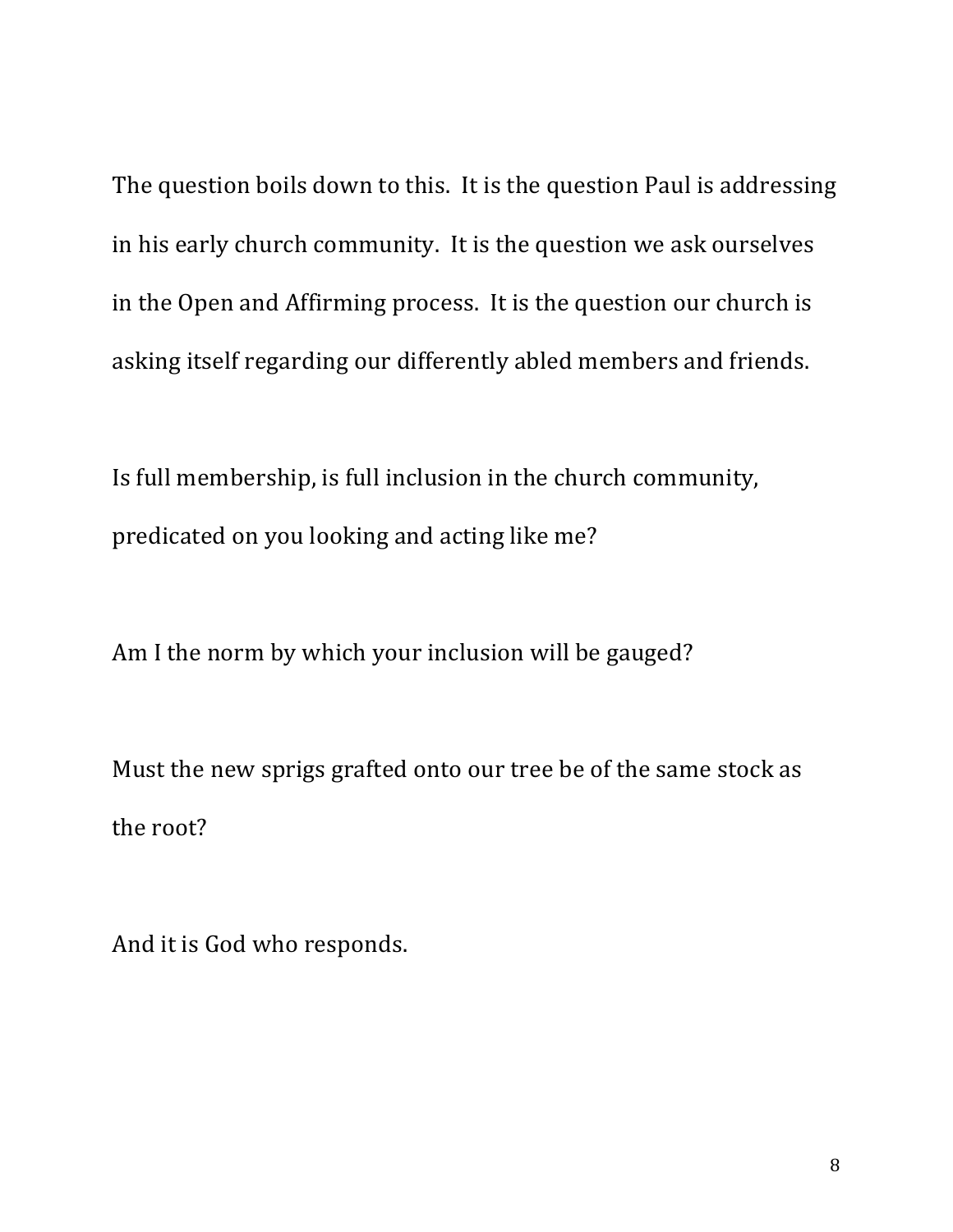The question boils down to this. It is the question Paul is addressing in his early church community. It is the question we ask ourselves in the Open and Affirming process. It is the question our church is asking itself regarding our differently abled members and friends.

Is full membership, is full inclusion in the church community, predicated on you looking and acting like me?

Am I the norm by which your inclusion will be gauged?

Must the new sprigs grafted onto our tree be of the same stock as the root?

And it is God who responds.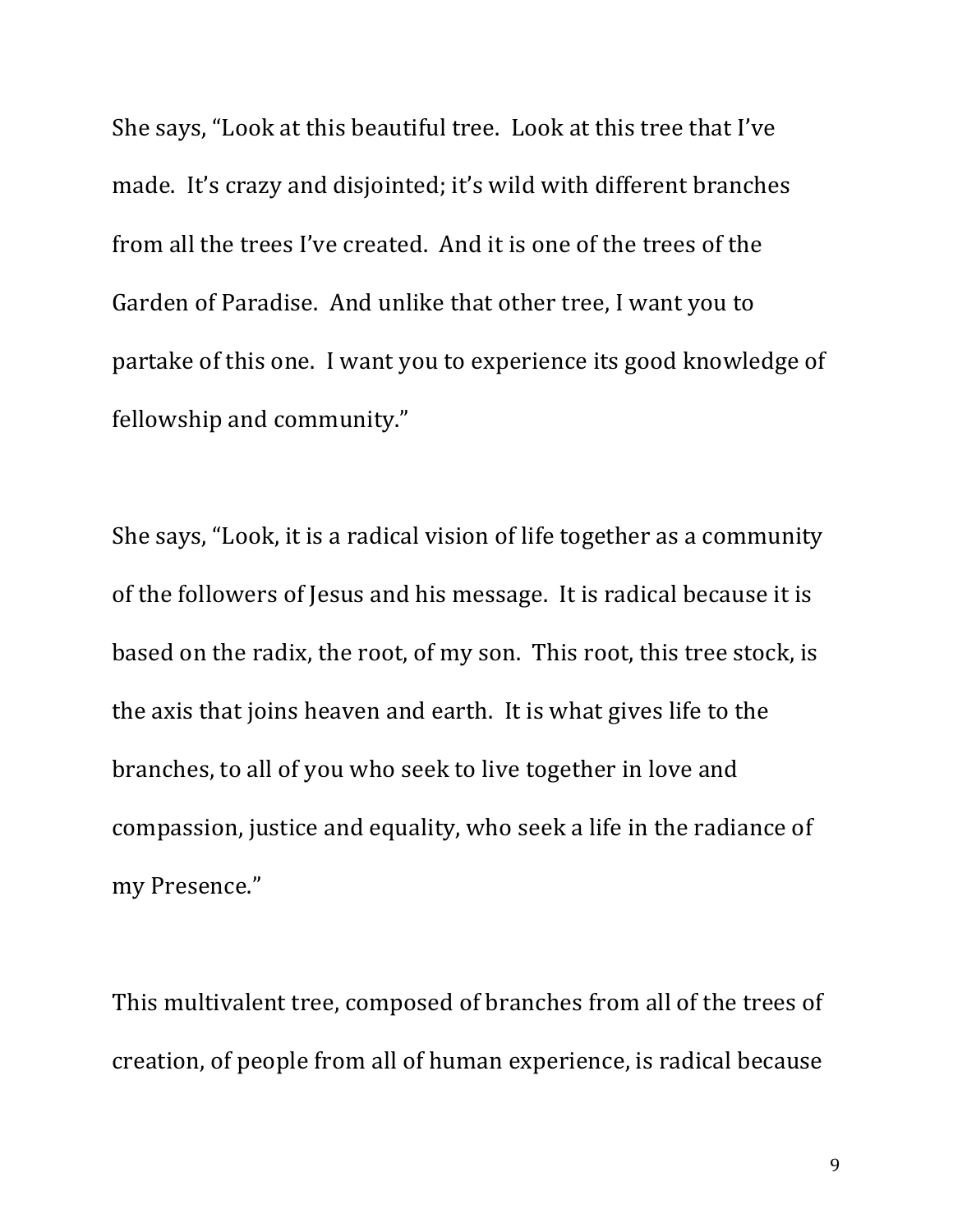She says, "Look at this beautiful tree. Look at this tree that I've made. It's crazy and disjointed; it's wild with different branches from all the trees I've created. And it is one of the trees of the Garden of Paradise. And unlike that other tree, I want you to partake of this one. I want you to experience its good knowledge of fellowship and community."

She says, "Look, it is a radical vision of life together as a community of the followers of Jesus and his message. It is radical because it is based on the radix, the root, of my son. This root, this tree stock, is the axis that joins heaven and earth. It is what gives life to the branches, to all of you who seek to live together in love and compassion, justice and equality, who seek a life in the radiance of my Presence."

This multivalent tree, composed of branches from all of the trees of creation, of people from all of human experience, is radical because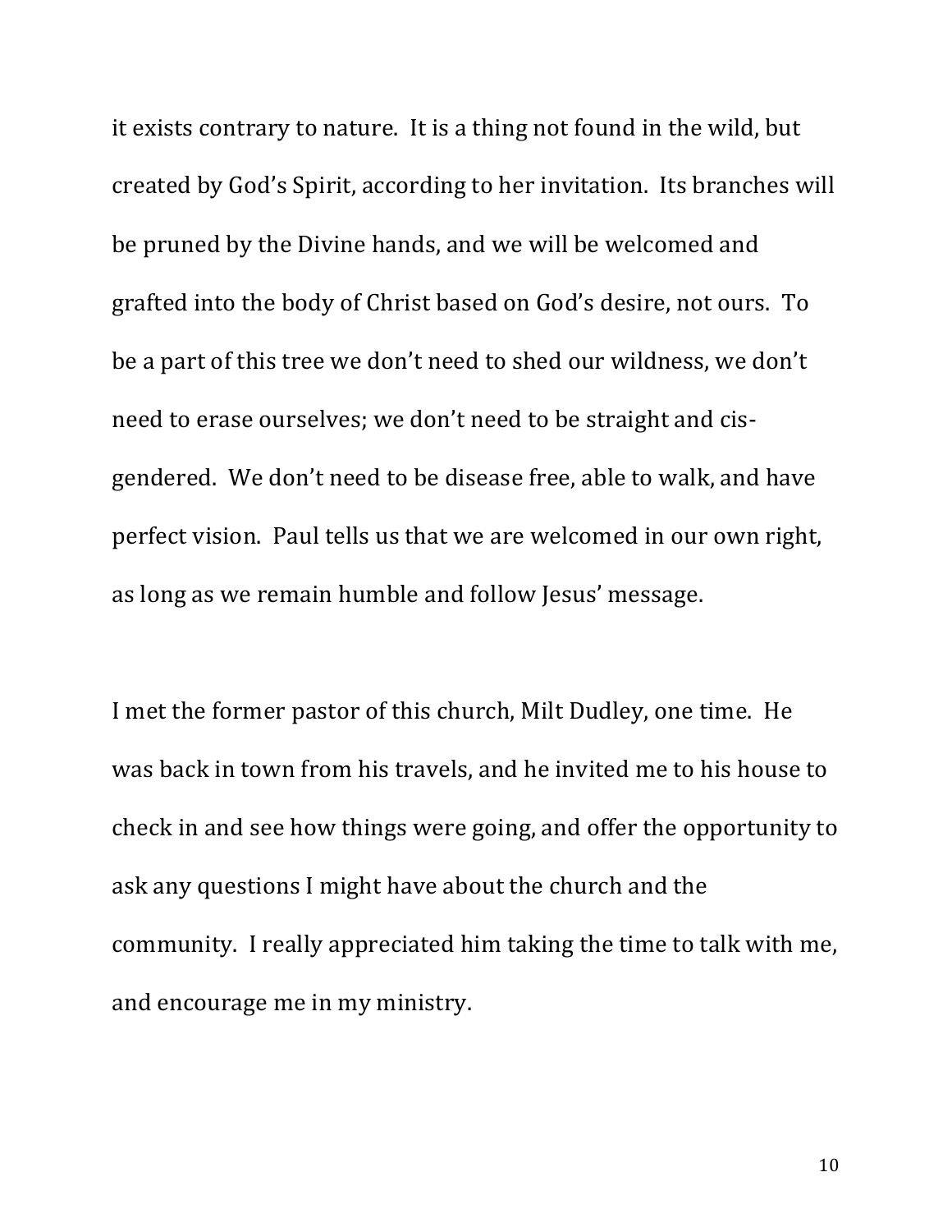it exists contrary to nature. It is a thing not found in the wild, but created by God's Spirit, according to her invitation. Its branches will be pruned by the Divine hands, and we will be welcomed and grafted into the body of Christ based on God's desire, not ours. To be a part of this tree we don't need to shed our wildness, we don't need to erase ourselves; we don't need to be straight and cis-gendered. We don't need to be disease free, able to walk, and have perfect vision. Paul tells us that we are welcomed in our own right, as long as we remain humble and follow Jesus' message.

I met the former pastor of this church, Milt Dudley, one time. He was back in town from his travels, and he invited me to his house to check in and see how things were going, and offer the opportunity to ask any questions I might have about the church and the community. I really appreciated him taking the time to talk with me, and encourage me in my ministry.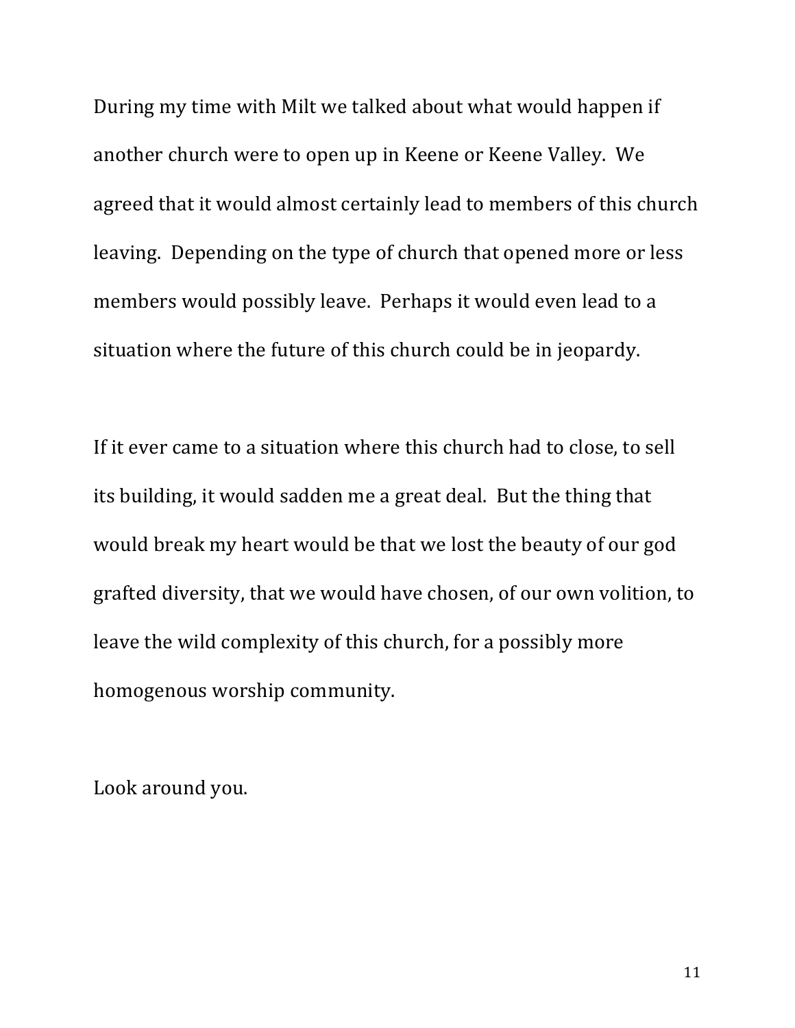During my time with Milt we talked about what would happen if another church were to open up in Keene or Keene Valley. We agreed that it would almost certainly lead to members of this church leaving. Depending on the type of church that opened more or less members would possibly leave. Perhaps it would even lead to a situation where the future of this church could be in jeopardy.

If it ever came to a situation where this church had to close, to sell its building, it would sadden me a great deal. But the thing that would break my heart would be that we lost the beauty of our god grafted diversity, that we would have chosen, of our own volition, to leave the wild complexity of this church, for a possibly more homogenous worship community.

Look around you.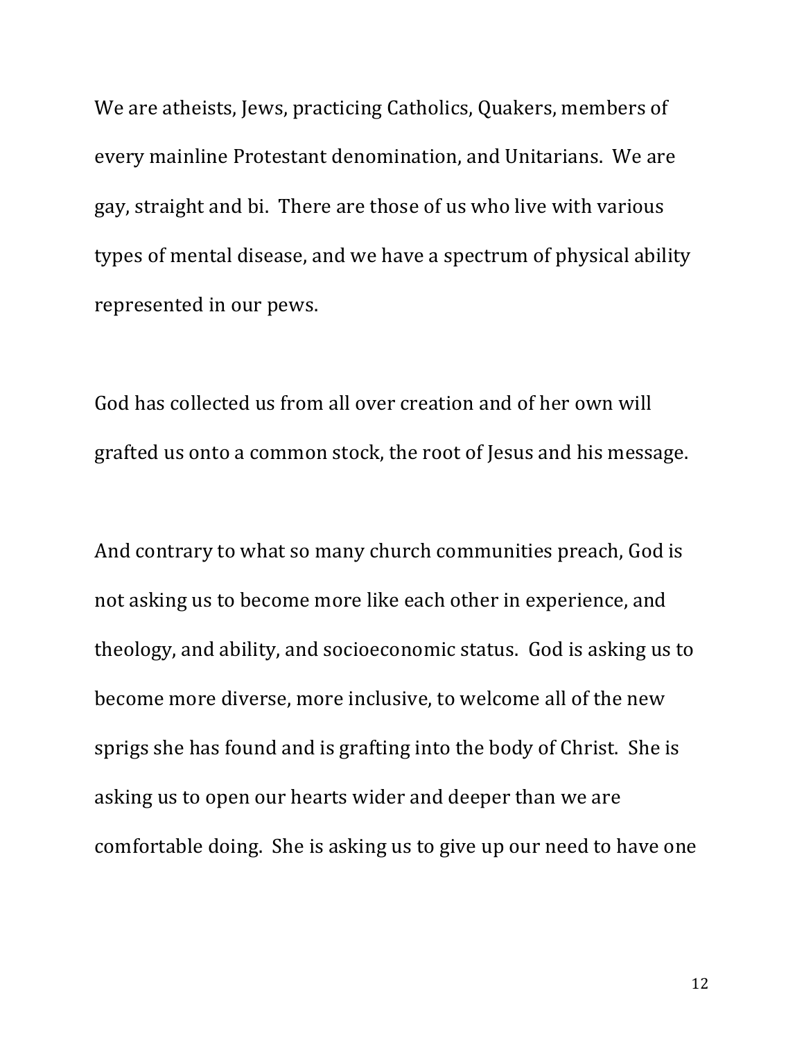We are atheists, Jews, practicing Catholics, Quakers, members of every mainline Protestant denomination, and Unitarians. We are gay, straight and bi. There are those of us who live with various types of mental disease, and we have a spectrum of physical ability represented in our pews.

God has collected us from all over creation and of her own will grafted us onto a common stock, the root of Jesus and his message.

And contrary to what so many church communities preach, God is not asking us to become more like each other in experience, and theology, and ability, and socioeconomic status. God is asking us to become more diverse, more inclusive, to welcome all of the new sprigs she has found and is grafting into the body of Christ. She is asking us to open our hearts wider and deeper than we are comfortable doing. She is asking us to give up our need to have one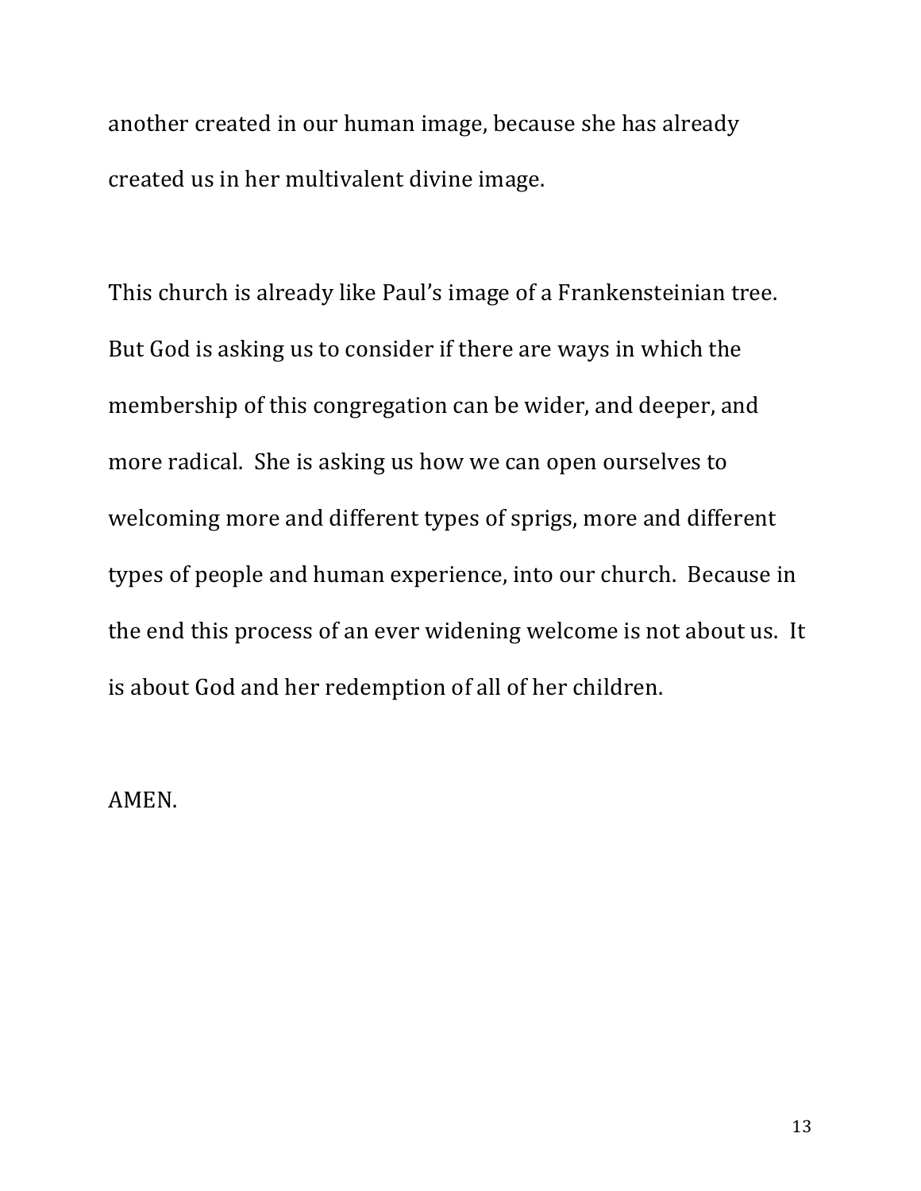another created in our human image, because she has already created us in her multivalent divine image.

This church is already like Paul's image of a Frankensteinian tree. But God is asking us to consider if there are ways in which the membership of this congregation can be wider, and deeper, and more radical. She is asking us how we can open ourselves to welcoming more and different types of sprigs, more and different types of people and human experience, into our church. Because in the end this process of an ever widening welcome is not about us. It is about God and her redemption of all of her children.

AMEN.